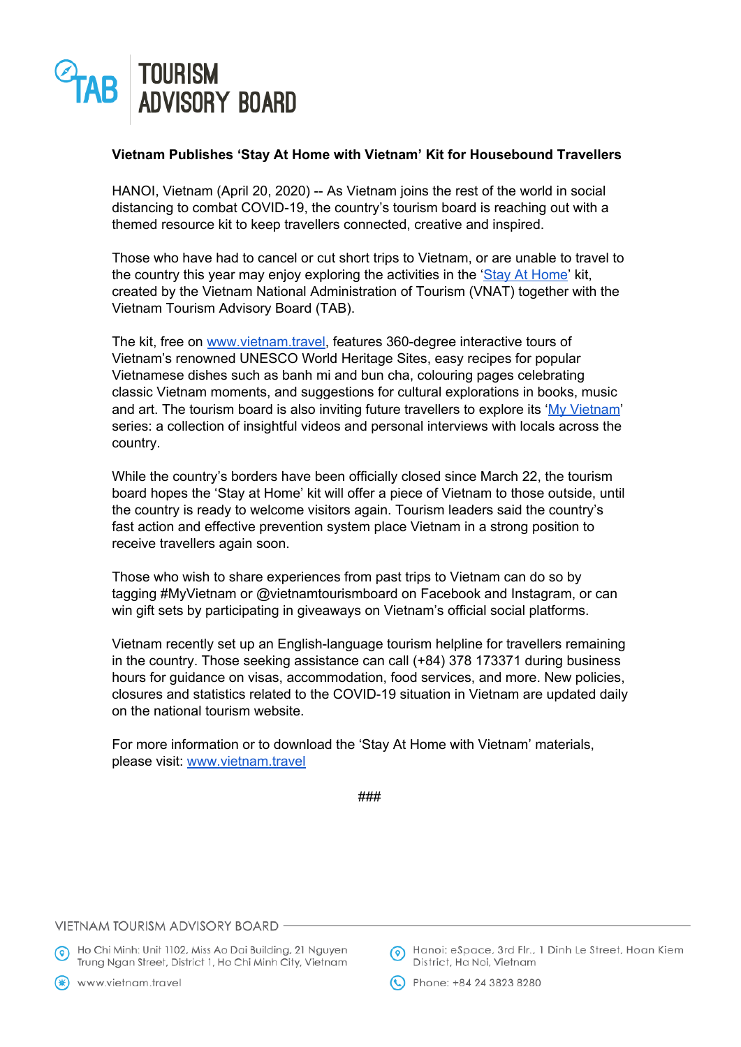TOURISM ADVISORY BOARD

**Vietnam Publishes 'Stay At Home with Vietnam' Kit for Housebound Travellers**

HANOI, Vietnam (April 20, 2020) -- As Vietnam joins the rest of the world in social distancing to combat COVID-19, the country's tourism board is reaching out with a themed resource kit to keep travellers connected, creative and inspired.

Those who have had to cancel or cut short trips to Vietnam, or are unable to travel to the country this year may enjoy exploring the activities in the 'Stay At Home' kit, created by the Vietnam National Administration of Tourism (VNAT) together with the Vietnam Tourism Advisory Board (TAB).

The kit, free on www.vietnam.travel, features 360-degree interactive tours of Vietnam's renowned UNESCO World Heritage Sites, easy recipes for popular Vietnamese dishes such as banh mi and bun cha, colouring pages celebrating classic Vietnam moments, and suggestions for cultural explorations in books, music and art. The tourism board is also inviting future travellers to explore its 'My Vietnam' series: a collection of insightful videos and personal interviews with locals across the country.

While the country's borders have been officially closed since March 22, the tourism board hopes the 'Stay at Home' kit will offer a piece of Vietnam to those outside, until the country is ready to welcome visitors again. Tourism leaders said the country's fast action and effective prevention system place Vietnam in a strong position to receive travellers again soon.

Those who wish to share experiences from past trips to Vietnam can do so by tagging #MyVietnam or @vietnamtourismboard on Facebook and Instagram, or can win gift sets by participating in giveaways on Vietnam's official social platforms.

Vietnam recently set up an English-language tourism helpline for travellers remaining in the country. Those seeking assistance can call (+84) 378 173371 during business hours for guidance on visas, accommodation, food services, and more. New policies, closures and statistics related to the COVID-19 situation in Vietnam are updated daily on the national tourism website.

For more information or to download the 'Stay At Home with Vietnam' materials, please visit: www.vietnam.travel

###

VIETNAM TOURISM ADVISORY BOARD

Ho Chi Minh: Unit 1102, Miss Ao Dai Building, 21 Nguyen Trung Ngan Street, District 1, Ho Chi Minh City, Vietnam

Hanoi: eSpace, 3rd Flr., 1 Dinh Le Street, Hoan Kiem District, Ha Noi, Vietnam

www.vietnam.travel

Phone: +84 24 3823 8280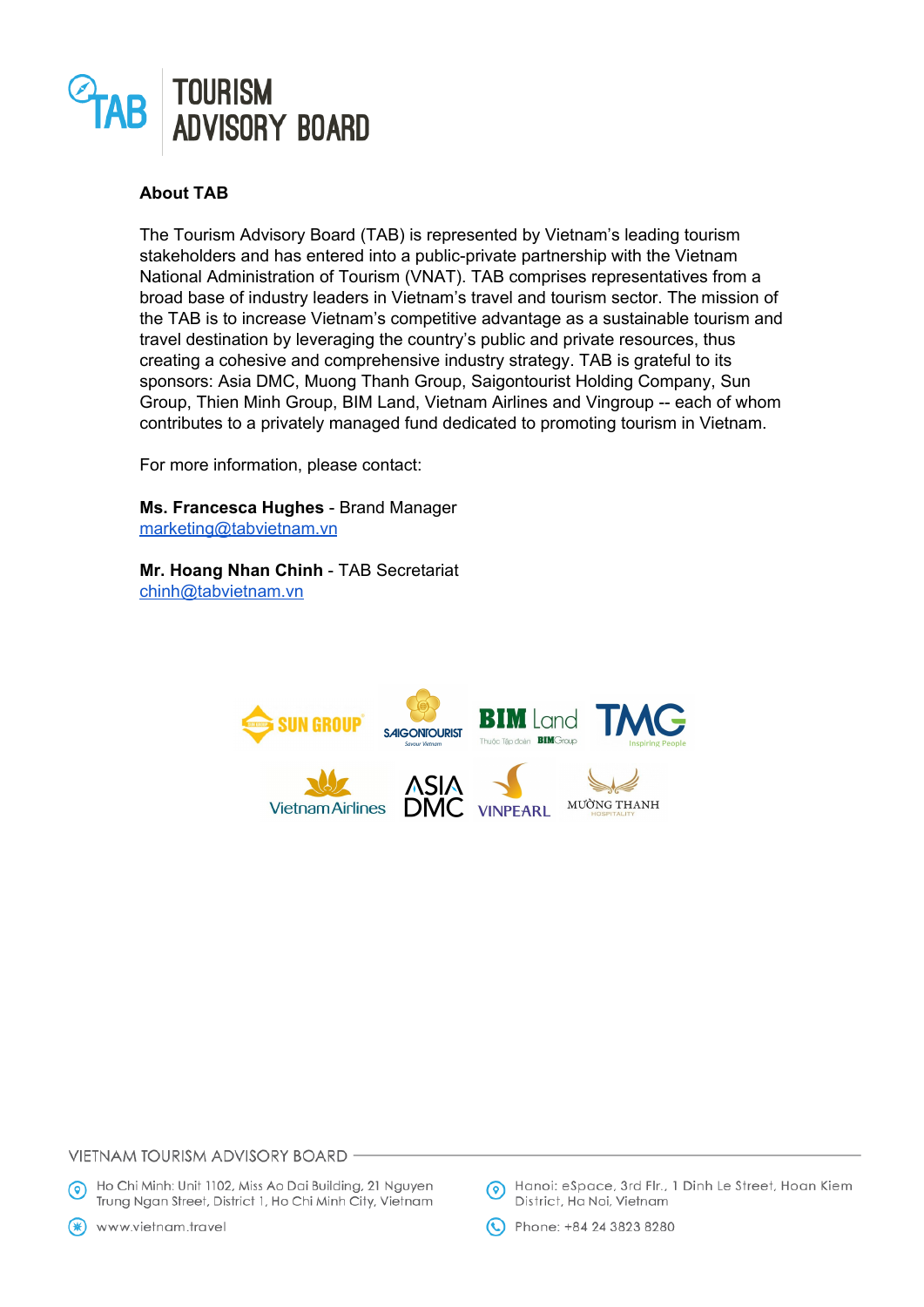## About TAB

The Tourism Advisory Board (TAB) is represented by Vietnam's leading tourism stakeholders and has entered into a public-private partnership with the Vietnam National Administration of Tourism (VNAT). TAB comprises representatives from a broad base of industry leaders in Vietnam's travel and tourism sector. The mission of the TAB is to increase Vietnam's competitive advantage as a sustainable tourism and travel destination by leveraging the country's public and private resources, thus creating a cohesive and comprehensive industry strategy. TAB is grateful to its sponsors: Asia DMC, Muong Thanh Group, Saigontourist Holding Company, Sun Group, Thien Minh Group, BIM Land, Vietnam Airlines and Vingroup -- each of whom contributes to a privately managed fund dedicated to promoting tourism in Vietnam.

For more information, please contact:

**Ms. Francesca Hughes** - Brand Manager
marketing@tabvietnam.vn

**Mr. Hoang Nhan Chinh** - TAB Secretariat
chinh@tabvietnam.vn

VIETNAM TOURISM ADVISORY BOARD

Ho Chi Minh: Unit 1102, Miss Ao Dai Building, 21 Nguyen Trung Ngan Street, District 1, Ho Chi Minh City, Vietnam

Hanoi: eSpace, 3rd Flr., 1 Dinh Le Street, Hoan Kiem District, Ha Noi, Vietnam

www.vietnam.travel

Phone: +84 24 3823 8280